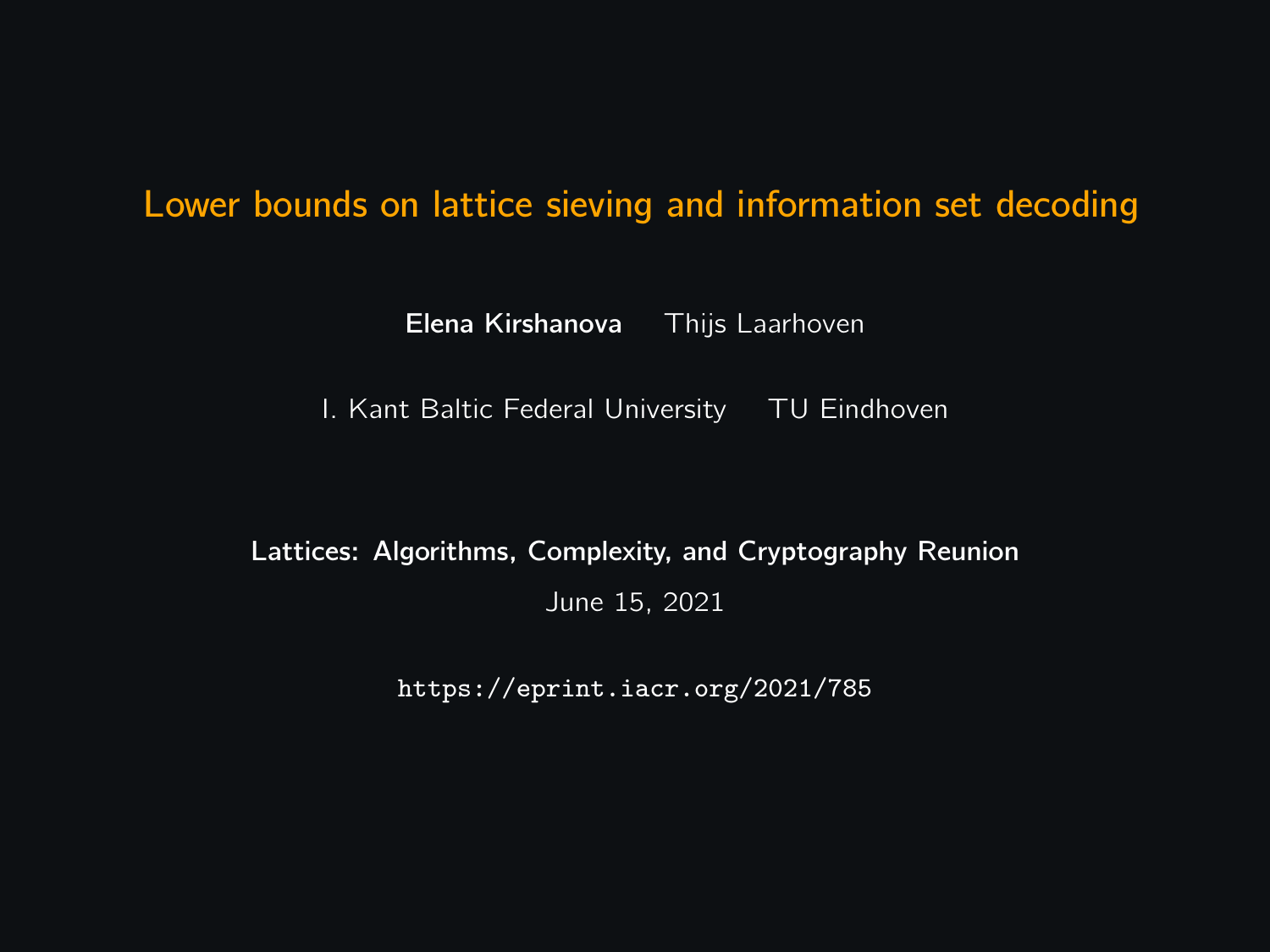# Lower bounds on lattice sieving and information set decoding

**Elena Kirshanova** Thijs Laarhoven

I. Kant Baltic Federal University TU Eindhoven

**Lattices: Algorithms, Complexity, and Cryptography Reunion**

June 15, 2021

`https://eprint.iacr.org/2021/785`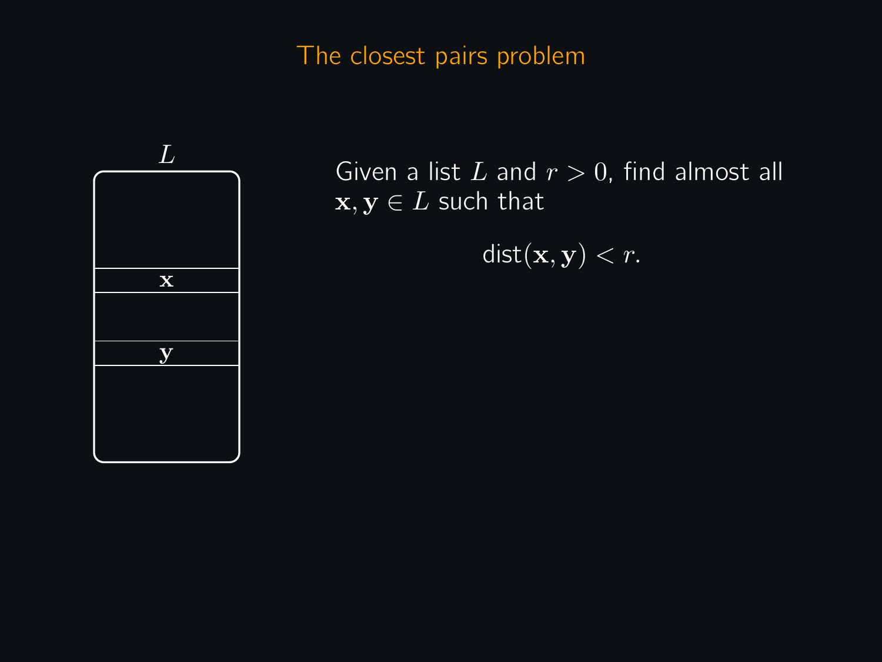# The closest pairs problem

$L$

$\mathbf{x}$

$\mathbf{y}$

Given a list $L$ and $r > 0$, find almost all $\mathbf{x}, \mathbf{y} \in L$ such that

$$\text{dist}(\mathbf{x}, \mathbf{y}) < r.$$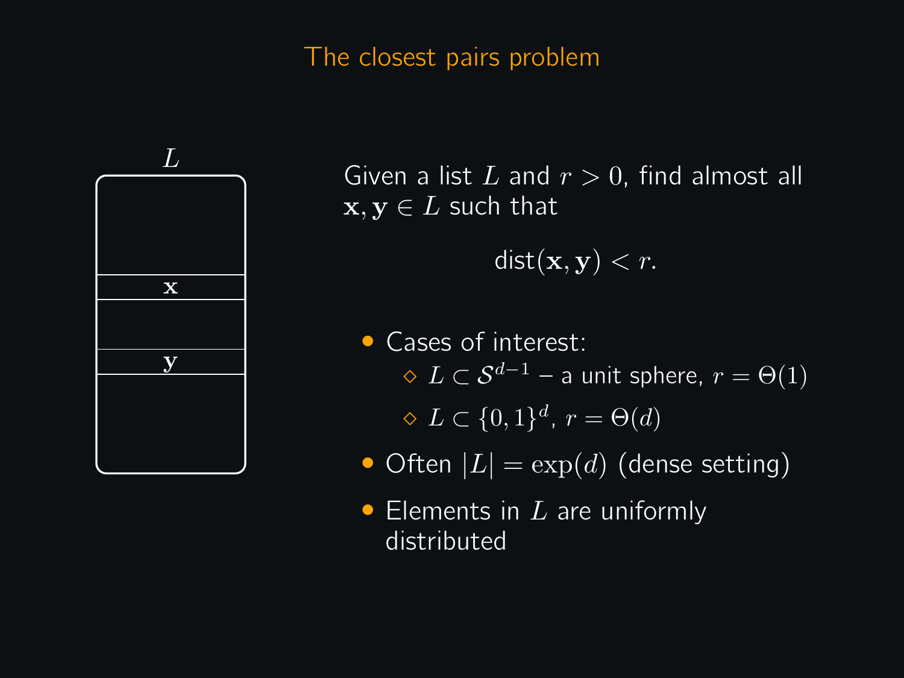# The closest pairs problem

$L$

$\mathbf{x}$

$\mathbf{y}$

Given a list $L$ and $r > 0$, find almost all $\mathbf{x}, \mathbf{y} \in L$ such that

$$\text{dist}(\mathbf{x}, \mathbf{y}) < r.$$

- Cases of interest:
  - $L \subset \mathcal{S}^{d-1}$ – a unit sphere, $r = \Theta(1)$
  - $L \subset \{0, 1\}^d$, $r = \Theta(d)$
- Often $|L| = \exp(d)$ (dense setting)
- Elements in $L$ are uniformly distributed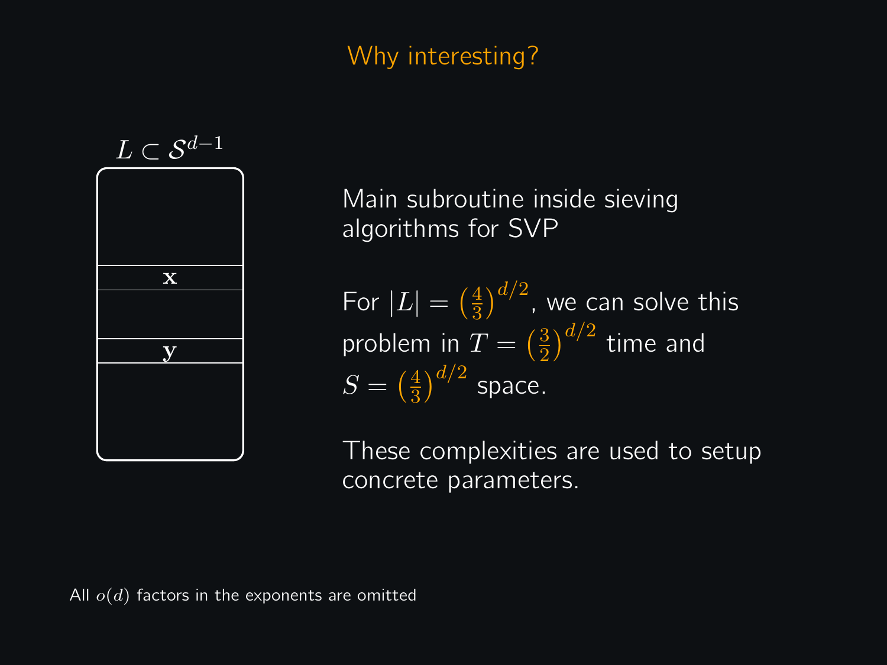# Why interesting?

$L \subset \mathcal{S}^{d-1}$

$\mathbf{x}$

$\mathbf{y}$

Main subroutine inside sieving algorithms for SVP

For $|L| = \left(\frac{4}{3}\right)^{d/2}$, we can solve this problem in $T = \left(\frac{3}{2}\right)^{d/2}$ time and $S = \left(\frac{4}{3}\right)^{d/2}$ space.

These complexities are used to setup concrete parameters.

All $o(d)$ factors in the exponents are omitted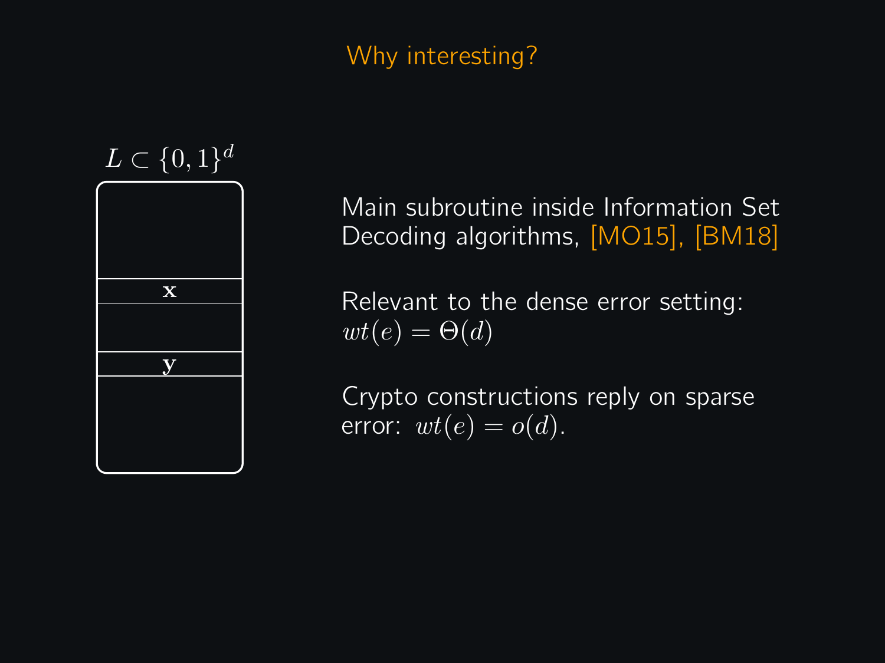# Why interesting?

$L \subset \{0,1\}^d$

$\mathbf{x}$

$\mathbf{y}$

Main subroutine inside Information Set Decoding algorithms, [MO15], [BM18]

Relevant to the dense error setting: $wt(e) = \Theta(d)$

Crypto constructions reply on sparse error: $wt(e) = o(d)$.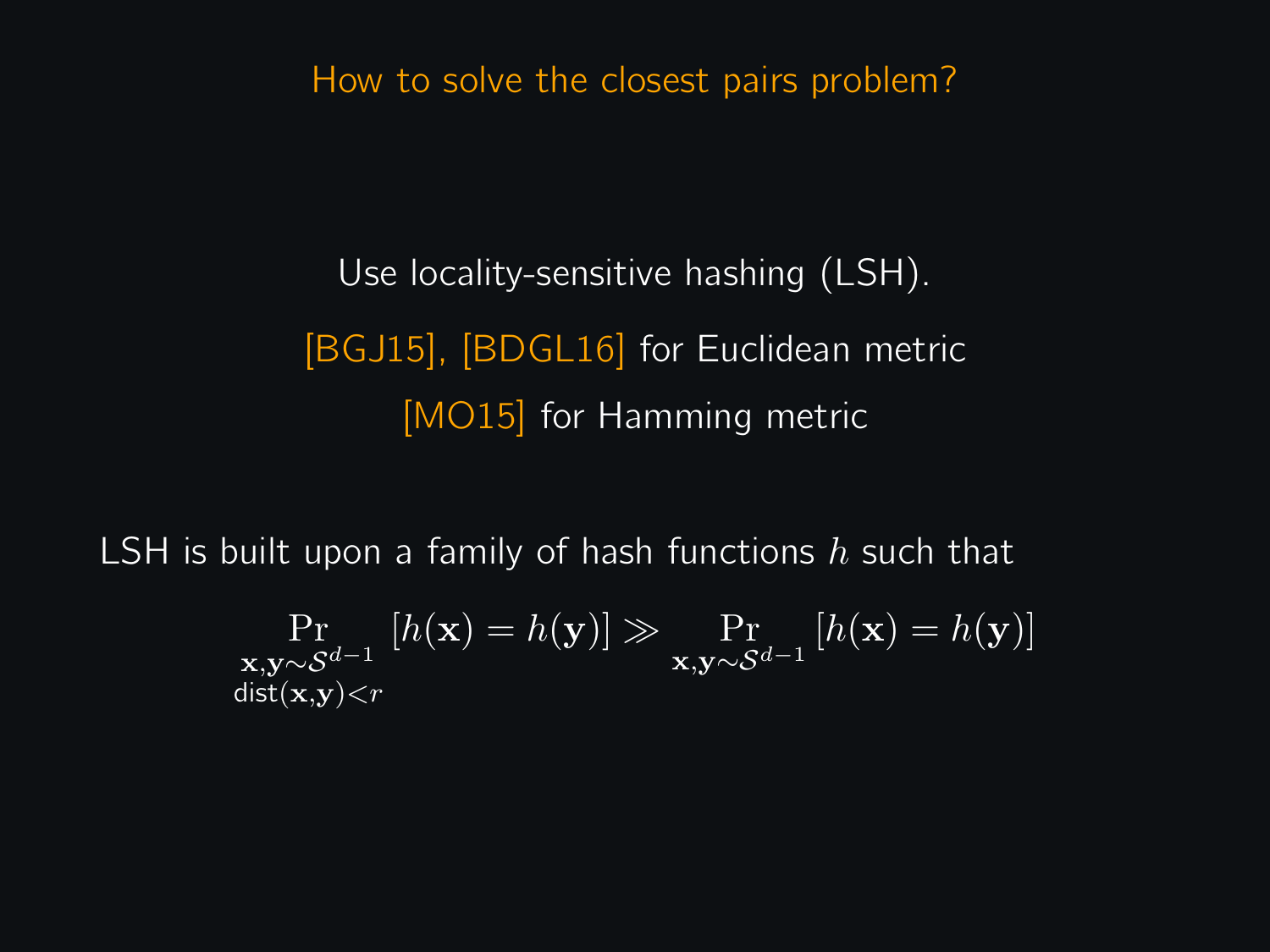## How to solve the closest pairs problem?

Use locality-sensitive hashing (LSH).

[BGJ15], [BDGL16] for Euclidean metric

[MO15] for Hamming metric

LSH is built upon a family of hash functions $h$ such that

$$\Pr_{\substack{\mathbf{x},\mathbf{y} \sim \mathcal{S}^{d-1} \\ \mathsf{dist}(\mathbf{x},\mathbf{y}) < r}} [h(\mathbf{x}) = h(\mathbf{y})] \gg \Pr_{\mathbf{x},\mathbf{y} \sim \mathcal{S}^{d-1}} [h(\mathbf{x}) = h(\mathbf{y})]$$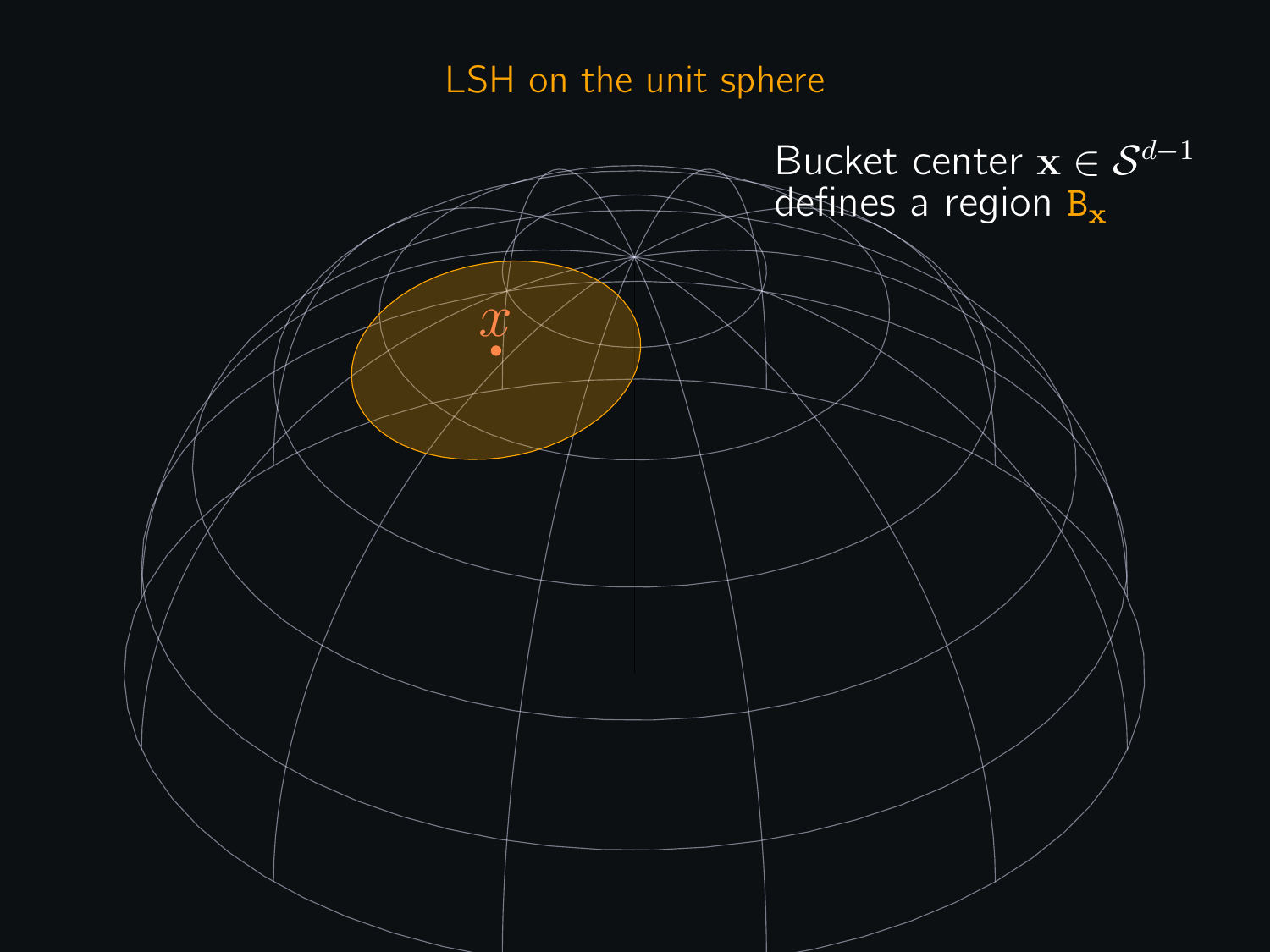# LSH on the unit sphere

Bucket center $\mathbf{x} \in \mathcal{S}^{d-1}$ defines a region $\mathsf{B}_{\mathbf{x}}$

$x$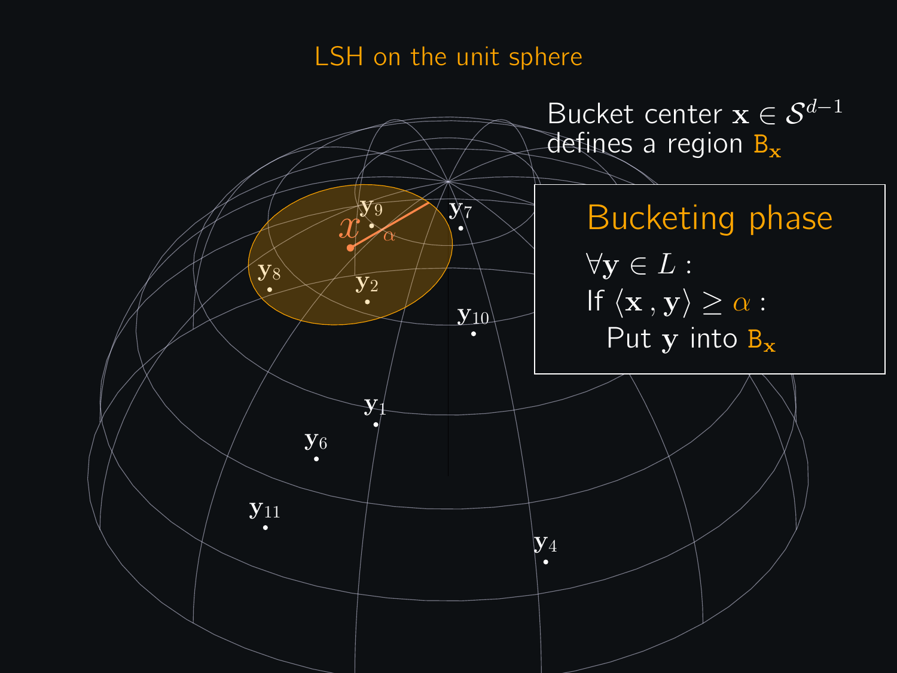# LSH on the unit sphere

Bucket center $\mathbf{x} \in \mathcal{S}^{d-1}$ defines a region $\mathtt{B}_{\mathbf{x}}$

## Bucketing phase

$\forall \mathbf{y} \in L:$

If $\langle \mathbf{x}, \mathbf{y} \rangle \geq \alpha$ :

Put $\mathbf{y}$ into $\mathtt{B}_{\mathbf{x}}$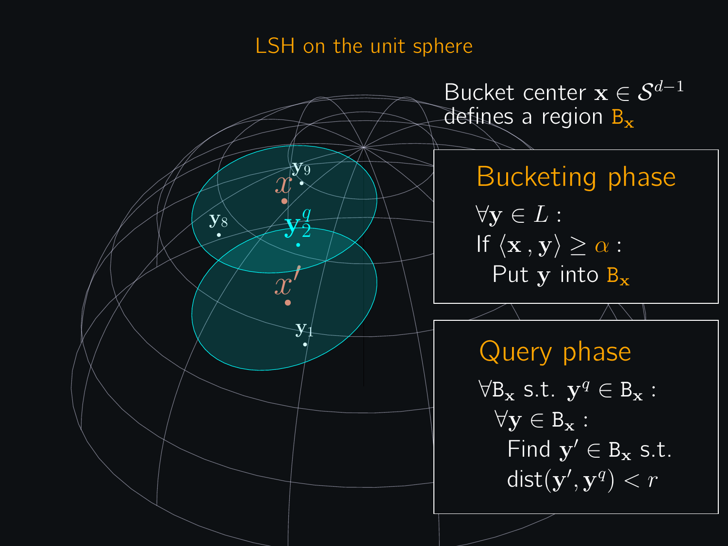# LSH on the unit sphere

Bucket center $\mathbf{x} \in \mathcal{S}^{d-1}$ defines a region $\mathtt{B}_{\mathbf{x}}$

## Bucketing phase

$\forall \mathbf{y} \in L$ :

If $\langle \mathbf{x}\,, \mathbf{y} \rangle \geq \alpha$ :

Put $\mathbf{y}$ into $\mathtt{B}_{\mathbf{x}}$

## Query phase

$\forall \mathtt{B}_{\mathbf{x}}$ s.t. $\mathbf{y}^q \in \mathtt{B}_{\mathbf{x}}$ :

$\forall \mathbf{y} \in \mathtt{B}_{\mathbf{x}}$ :

Find $\mathbf{y}' \in \mathtt{B}_{\mathbf{x}}$ s.t. $\text{dist}(\mathbf{y}', \mathbf{y}^q) < r$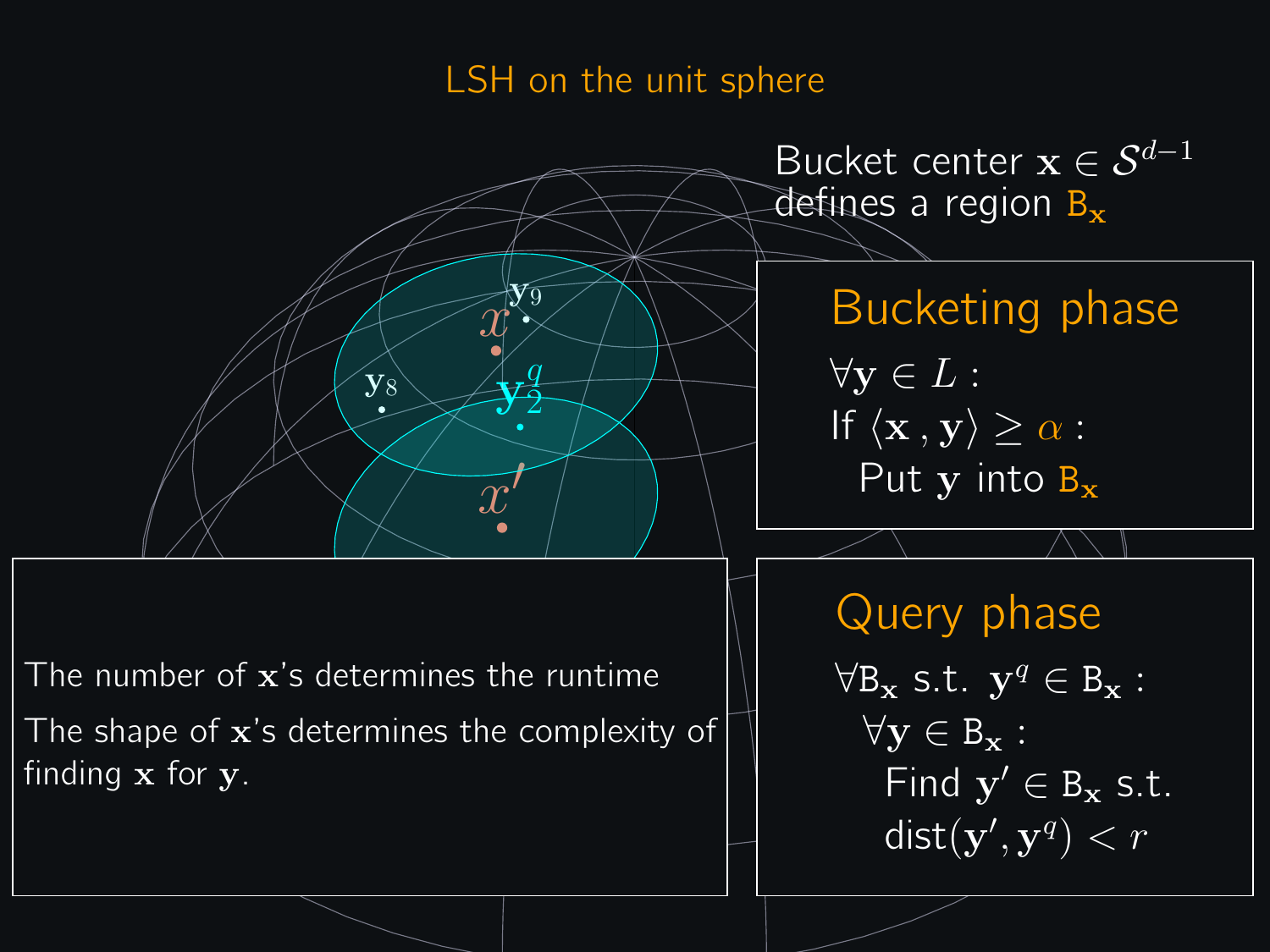# LSH on the unit sphere

Bucket center $\mathbf{x} \in \mathcal{S}^{d-1}$ defines a region $\mathtt{B}_{\mathbf{x}}$

## Bucketing phase

$\forall \mathbf{y} \in L$ :

If $\langle \mathbf{x} \,, \mathbf{y} \rangle \geq \alpha$ :

Put $\mathbf{y}$ into $\mathtt{B}_{\mathbf{x}}$

## Query phase

$\forall \mathtt{B}_{\mathbf{x}}$ s.t. $\mathbf{y}^q \in \mathtt{B}_{\mathbf{x}}$ :

$\forall \mathbf{y} \in \mathtt{B}_{\mathbf{x}}$ :

Find $\mathbf{y}' \in \mathtt{B}_{\mathbf{x}}$ s.t. $\text{dist}(\mathbf{y}', \mathbf{y}^q) < r$

The number of $\mathbf{x}$'s determines the runtime

The shape of $\mathbf{x}$'s determines the complexity of finding $\mathbf{x}$ for $\mathbf{y}$.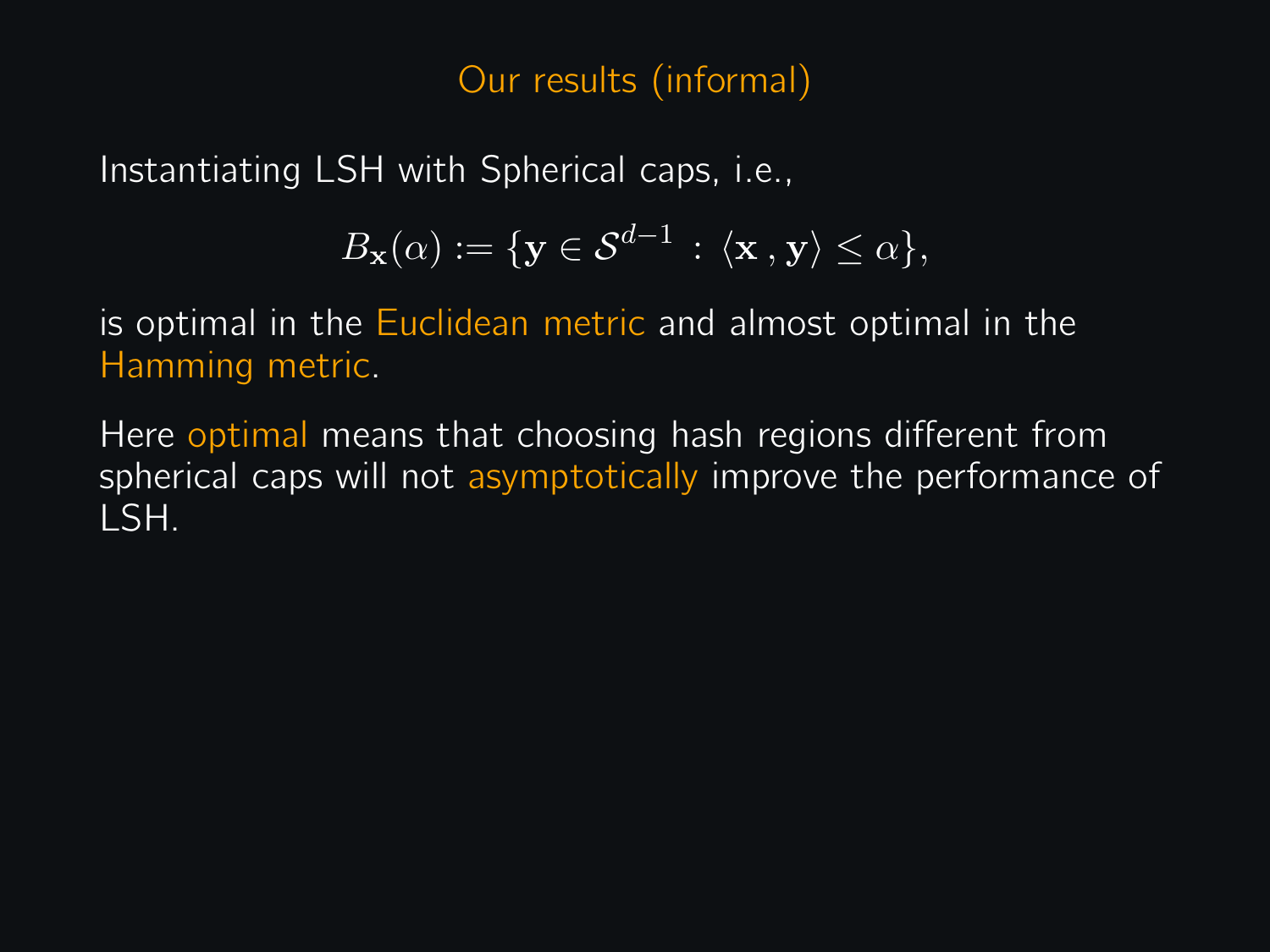## Our results (informal)

Instantiating LSH with Spherical caps, i.e.,

$$B_{\mathbf{x}}(\alpha) := \{\mathbf{y} \in \mathcal{S}^{d-1} : \langle \mathbf{x}\,, \mathbf{y} \rangle \leq \alpha\},$$

is optimal in the Euclidean metric and almost optimal in the Hamming metric.

Here optimal means that choosing hash regions different from spherical caps will not asymptotically improve the performance of LSH.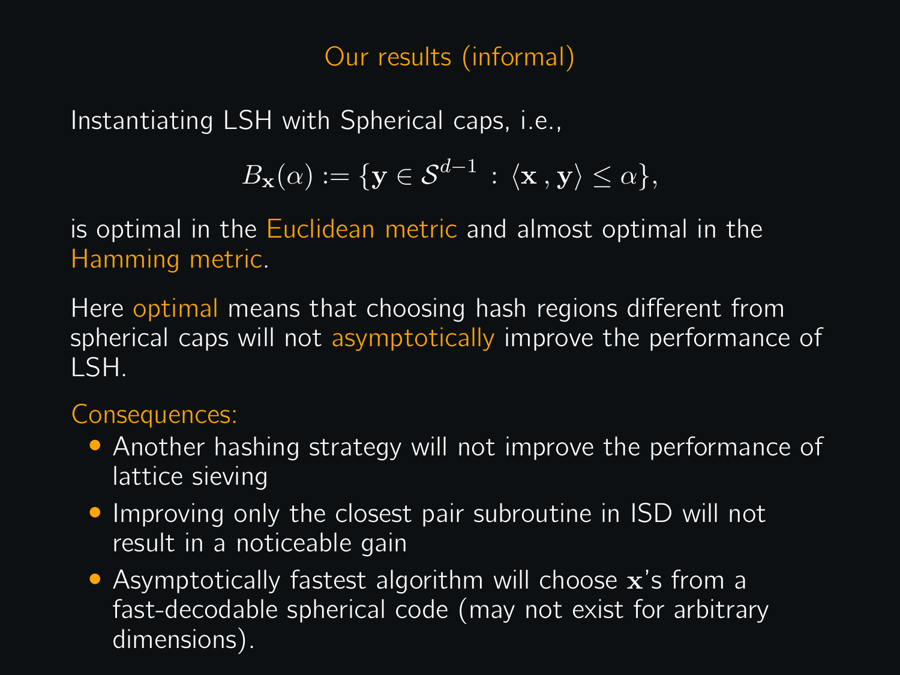# Our results (informal)

Instantiating LSH with Spherical caps, i.e.,

$$B_{\mathbf{x}}(\alpha) := \{\mathbf{y} \in \mathcal{S}^{d-1} \,:\, \langle \mathbf{x} \,, \mathbf{y} \rangle \leq \alpha\},$$

is optimal in the Euclidean metric and almost optimal in the Hamming metric.

Here optimal means that choosing hash regions different from spherical caps will not asymptotically improve the performance of LSH.

Consequences:

- Another hashing strategy will not improve the performance of lattice sieving
- Improving only the closest pair subroutine in ISD will not result in a noticeable gain
- Asymptotically fastest algorithm will choose $\mathbf{x}$'s from a fast-decodable spherical code (may not exist for arbitrary dimensions).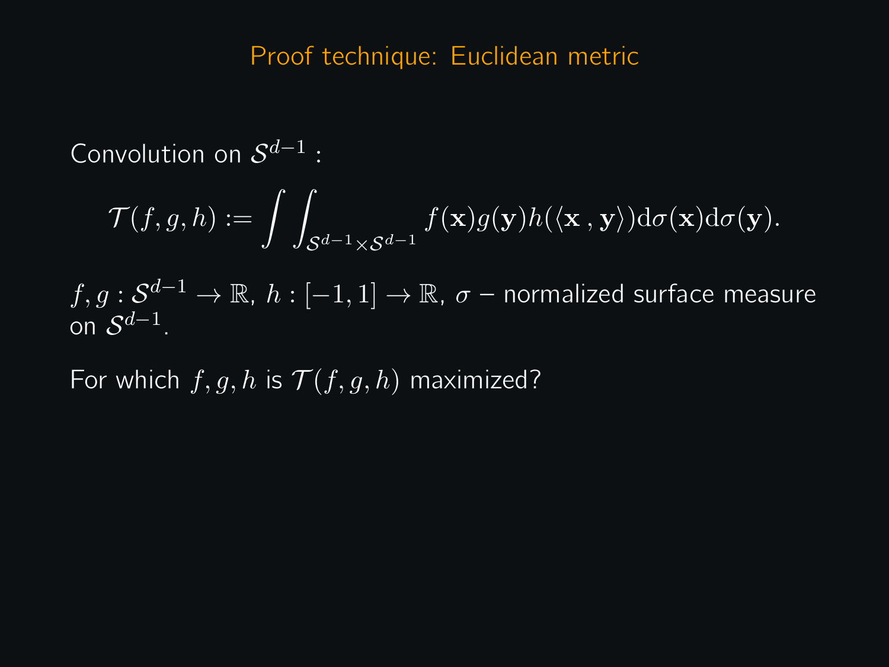# Proof technique: Euclidean metric

Convolution on $\mathcal{S}^{d-1}$ :

$$\mathcal{T}(f,g,h) := \int\int_{\mathcal{S}^{d-1}\times\mathcal{S}^{d-1}} f(\mathbf{x})g(\mathbf{y})h(\langle \mathbf{x}\,,\,\mathbf{y}\rangle)\mathrm{d}\sigma(\mathbf{x})\mathrm{d}\sigma(\mathbf{y}).$$

$f, g : \mathcal{S}^{d-1} \to \mathbb{R}$, $h : [-1,1] \to \mathbb{R}$, $\sigma$ – normalized surface measure on $\mathcal{S}^{d-1}$.

For which $f, g, h$ is $\mathcal{T}(f,g,h)$ maximized?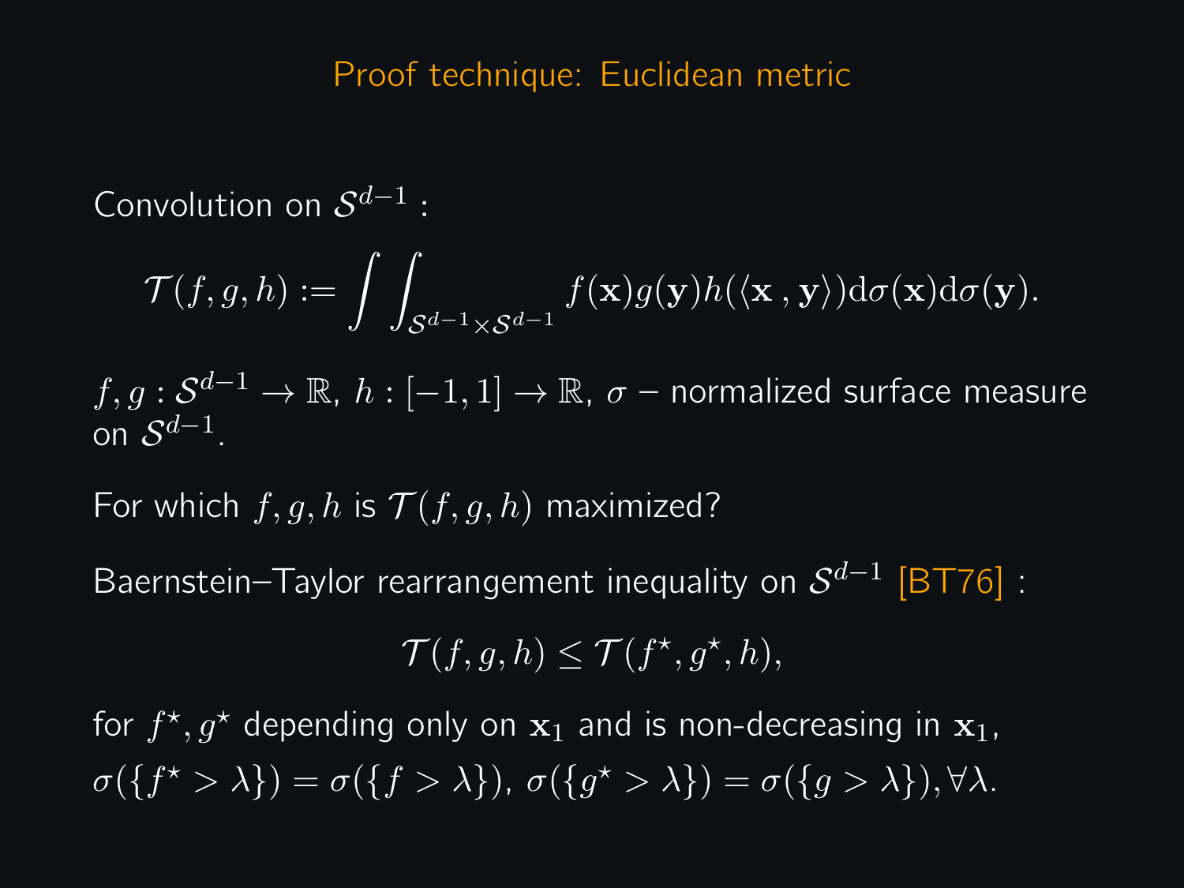# Proof technique: Euclidean metric

Convolution on $\mathcal{S}^{d-1}$ :

$$\mathcal{T}(f, g, h) := \int\int_{\mathcal{S}^{d-1} \times \mathcal{S}^{d-1}} f(\mathbf{x}) g(\mathbf{y}) h(\langle \mathbf{x}\,,\,\mathbf{y} \rangle) \mathrm{d}\sigma(\mathbf{x}) \mathrm{d}\sigma(\mathbf{y}).$$

$f, g : \mathcal{S}^{d-1} \to \mathbb{R}$, $h : [-1, 1] \to \mathbb{R}$, $\sigma$ – normalized surface measure on $\mathcal{S}^{d-1}$.

For which $f, g, h$ is $\mathcal{T}(f, g, h)$ maximized?

Baernstein–Taylor rearrangement inequality on $\mathcal{S}^{d-1}$ [BT76] :

$$\mathcal{T}(f, g, h) \leq \mathcal{T}(f^{\star}, g^{\star}, h),$$

for $f^{\star}, g^{\star}$ depending only on $\mathbf{x}_1$ and is non-decreasing in $\mathbf{x}_1$, $\sigma(\{f^{\star} > \lambda\}) = \sigma(\{f > \lambda\})$, $\sigma(\{g^{\star} > \lambda\}) = \sigma(\{g > \lambda\}), \forall \lambda$.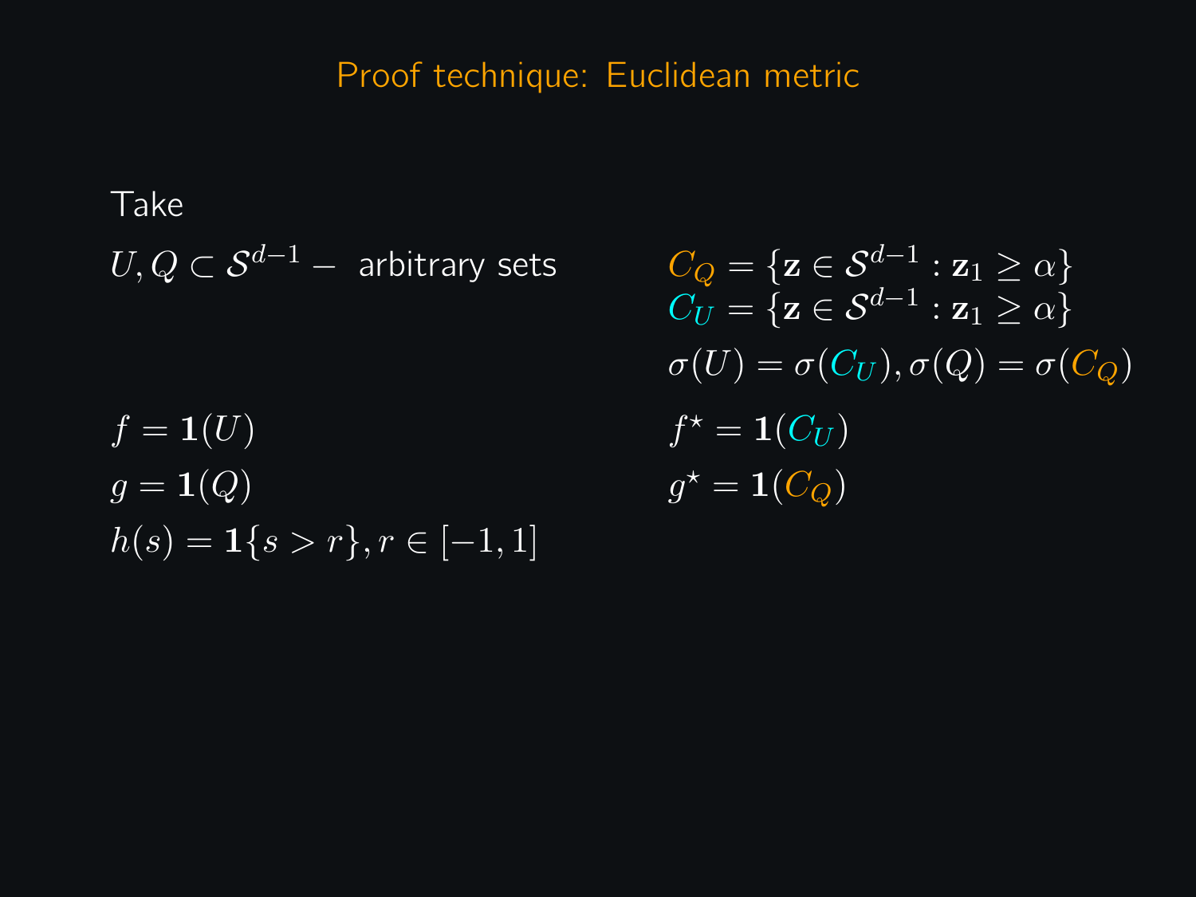# Proof technique: Euclidean metric

Take

$U, Q \subset \mathcal{S}^{d-1} -$ arbitrary sets

$$C_Q = \{\mathbf{z} \in \mathcal{S}^{d-1} : \mathbf{z}_1 \geq \alpha\}$$
$$C_U = \{\mathbf{z} \in \mathcal{S}^{d-1} : \mathbf{z}_1 \geq \alpha\}$$
$$\sigma(U) = \sigma(C_U), \sigma(Q) = \sigma(C_Q)$$

$f = \mathbf{1}(U)$

$g = \mathbf{1}(Q)$

$h(s) = \mathbf{1}\{s > r\}, r \in [-1, 1]$

$f^\star = \mathbf{1}(C_U)$

$g^\star = \mathbf{1}(C_Q)$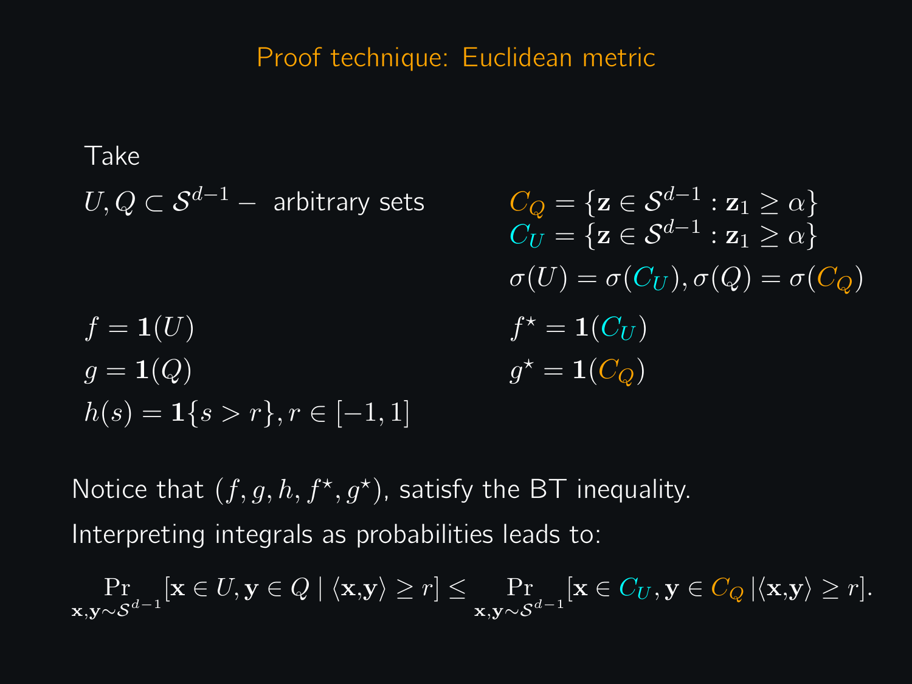# Proof technique: Euclidean metric

Take

$U, Q \subset \mathcal{S}^{d-1} -$ arbitrary sets

$C_Q = \{\mathbf{z} \in \mathcal{S}^{d-1} : \mathbf{z}_1 \geq \alpha\}$

$C_U = \{\mathbf{z} \in \mathcal{S}^{d-1} : \mathbf{z}_1 \geq \alpha\}$

$\sigma(U) = \sigma(C_U), \sigma(Q) = \sigma(C_Q)$

$f = \mathbf{1}(U)$

$f^\star = \mathbf{1}(C_U)$

$g = \mathbf{1}(Q)$

$g^\star = \mathbf{1}(C_Q)$

$h(s) = \mathbf{1}\{s > r\}, r \in [-1, 1]$

Notice that $(f, g, h, f^\star, g^\star)$, satisfy the BT inequality.

Interpreting integrals as probabilities leads to:

$$\Pr_{\mathbf{x},\mathbf{y} \sim \mathcal{S}^{d-1}}[\mathbf{x} \in U, \mathbf{y} \in Q \mid \langle \mathbf{x}, \mathbf{y} \rangle \geq r] \leq \Pr_{\mathbf{x},\mathbf{y} \sim \mathcal{S}^{d-1}}[\mathbf{x} \in C_U, \mathbf{y} \in C_Q \mid \langle \mathbf{x}, \mathbf{y} \rangle \geq r].$$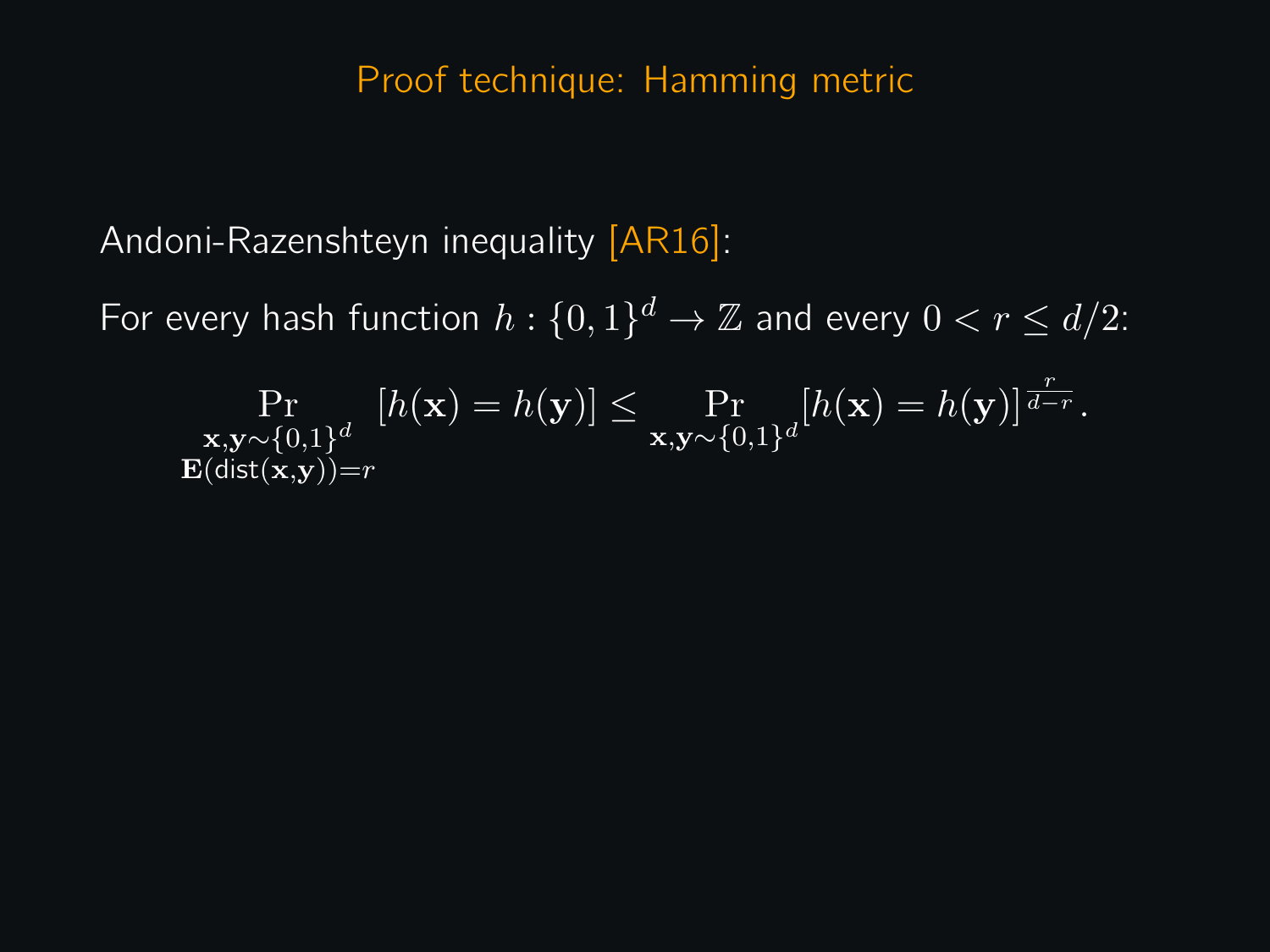# Proof technique: Hamming metric

Andoni-Razenshteyn inequality [AR16]:

For every hash function $h : \{0,1\}^d \to \mathbb{Z}$ and every $0 < r \leq d/2$:

$$\Pr_{\substack{\mathbf{x},\mathbf{y} \sim \{0,1\}^d \\ \mathbf{E}(\mathsf{dist}(\mathbf{x},\mathbf{y}))=r}} [h(\mathbf{x}) = h(\mathbf{y})] \leq \Pr_{\mathbf{x},\mathbf{y} \sim \{0,1\}^d} [h(\mathbf{x}) = h(\mathbf{y})]^{\frac{r}{d-r}}.$$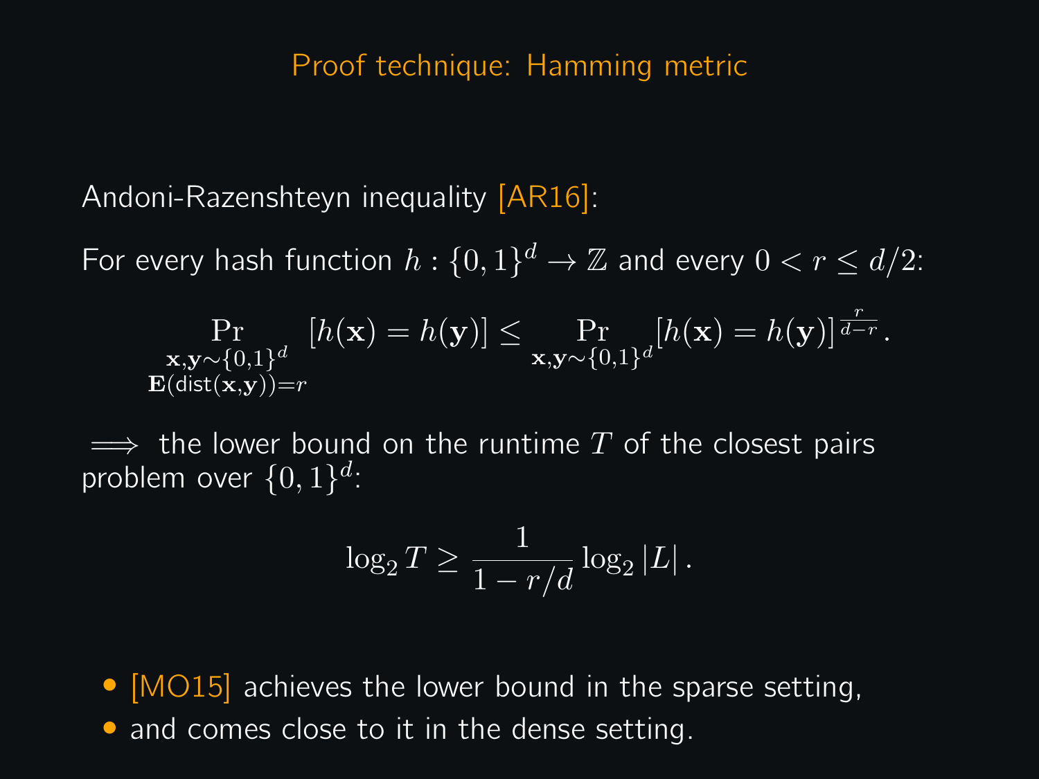# Proof technique: Hamming metric

Andoni-Razenshteyn inequality [AR16]:

For every hash function $h : \{0,1\}^d \to \mathbb{Z}$ and every $0 < r \leq d/2$:

$$\Pr_{\substack{\mathbf{x},\mathbf{y} \sim \{0,1\}^d \\ \mathbf{E}(\mathsf{dist}(\mathbf{x},\mathbf{y}))=r}} [h(\mathbf{x}) = h(\mathbf{y})] \leq \Pr_{\mathbf{x},\mathbf{y} \sim \{0,1\}^d} [h(\mathbf{x}) = h(\mathbf{y})]^{\frac{r}{d-r}}.$$

$\implies$ the lower bound on the runtime $T$ of the closest pairs problem over $\{0,1\}^d$:

$$\log_2 T \geq \frac{1}{1 - r/d} \log_2 |L|.$$

- [MO15] achieves the lower bound in the sparse setting,
- and comes close to it in the dense setting.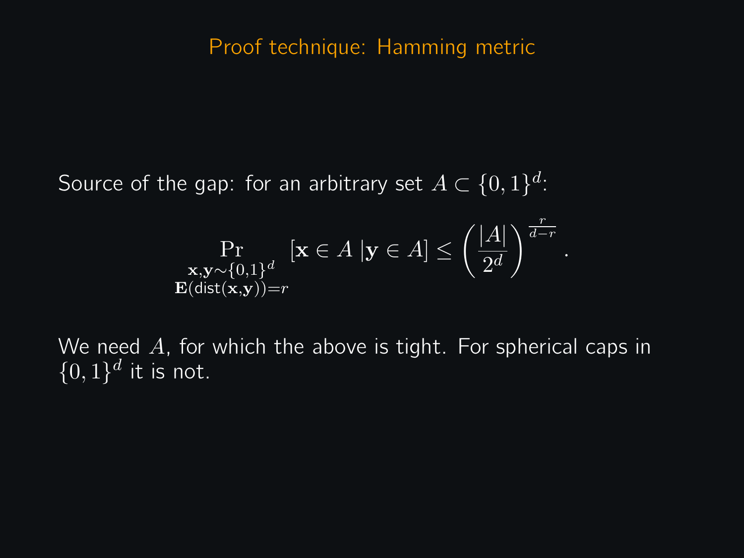# Proof technique: Hamming metric

Source of the gap: for an arbitrary set $A \subset \{0,1\}^d$:

$$\Pr_{\substack{\mathbf{x},\mathbf{y} \sim \{0,1\}^d \\ \mathbf{E}(\mathsf{dist}(\mathbf{x},\mathbf{y}))=r}} [\mathbf{x} \in A \,|\mathbf{y} \in A] \leq \left(\frac{|A|}{2^d}\right)^{\frac{r}{d-r}}.$$

We need $A$, for which the above is tight. For spherical caps in $\{0,1\}^d$ it is not.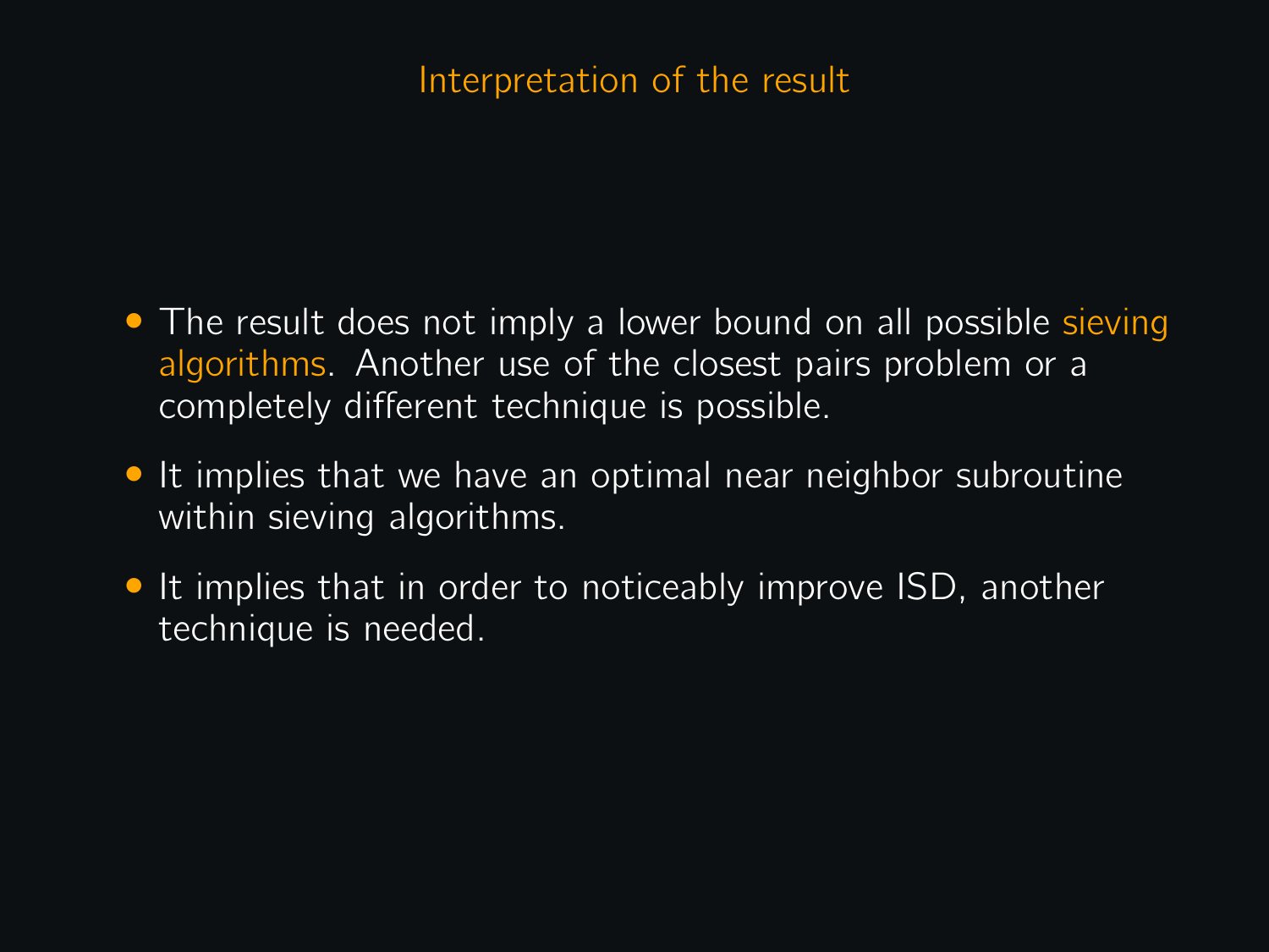# Interpretation of the result

- The result does not imply a lower bound on all possible sieving algorithms. Another use of the closest pairs problem or a completely different technique is possible.
- It implies that we have an optimal near neighbor subroutine within sieving algorithms.
- It implies that in order to noticeably improve ISD, another technique is needed.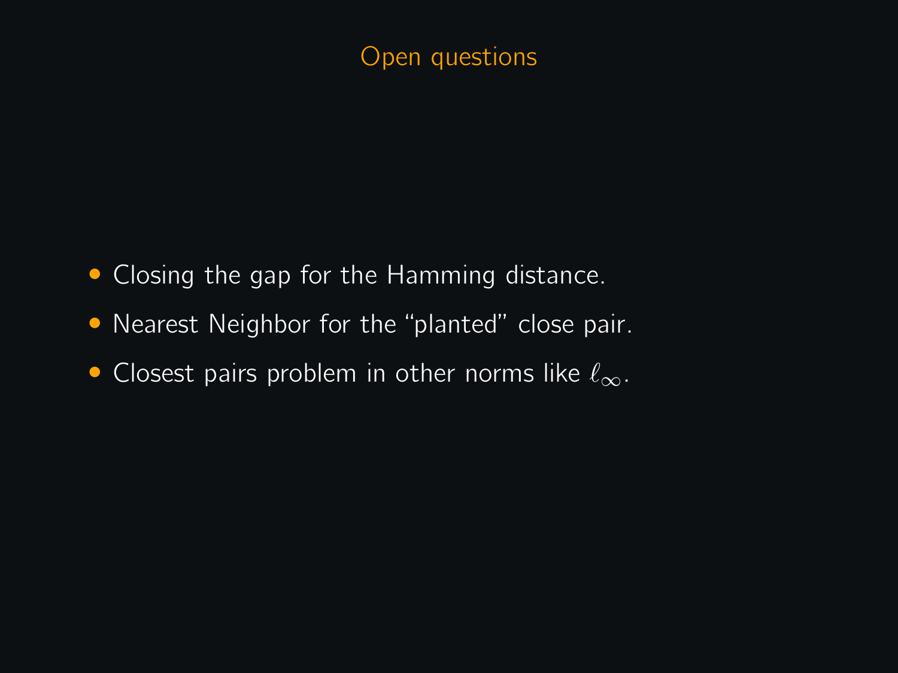# Open questions

- Closing the gap for the Hamming distance.
- Nearest Neighbor for the "planted" close pair.
- Closest pairs problem in other norms like $\ell_\infty$.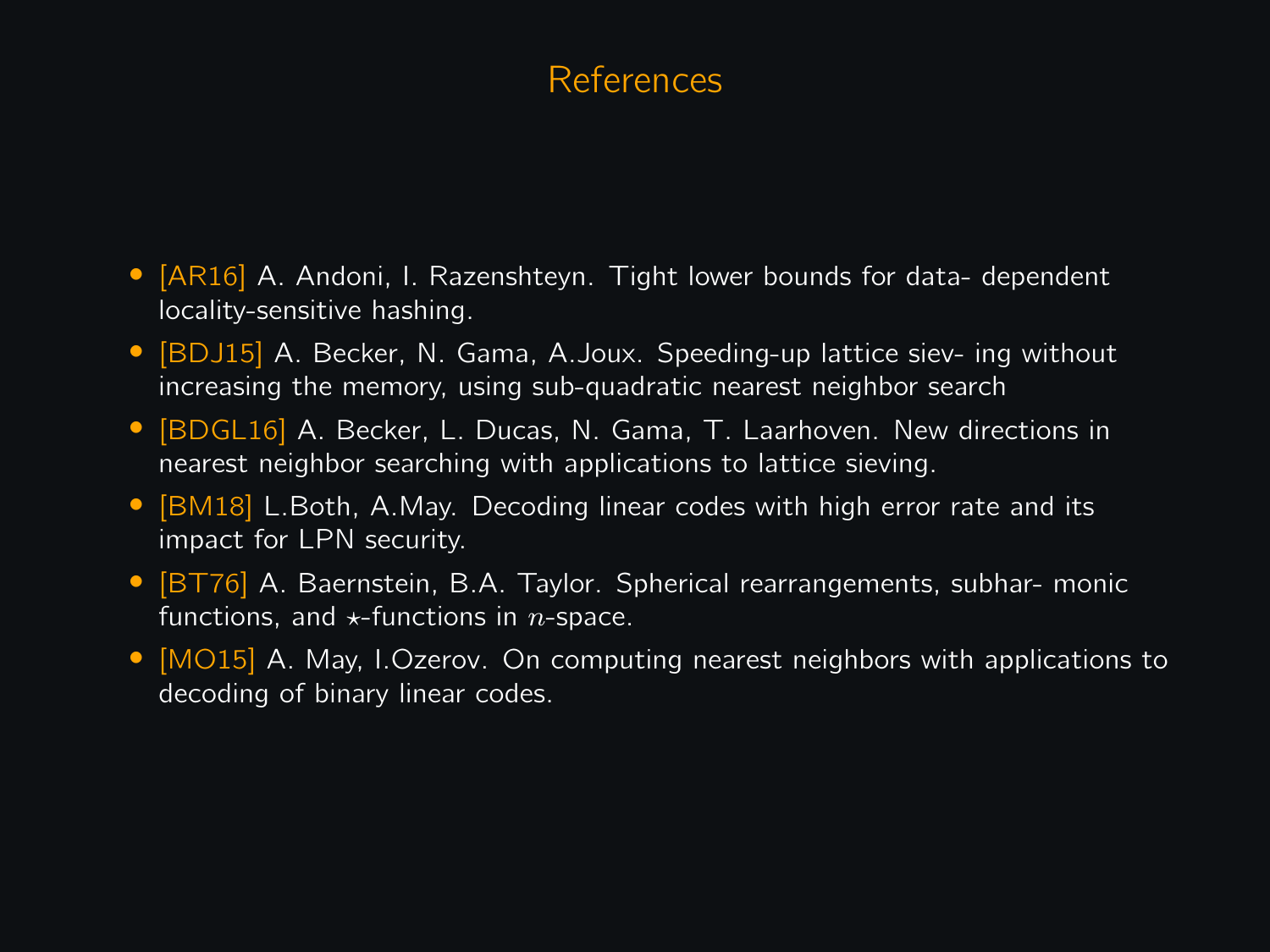# References

- [AR16] A. Andoni, I. Razenshteyn. Tight lower bounds for data- dependent locality-sensitive hashing.
- [BDJ15] A. Becker, N. Gama, A.Joux. Speeding-up lattice siev- ing without increasing the memory, using sub-quadratic nearest neighbor search
- [BDGL16] A. Becker, L. Ducas, N. Gama, T. Laarhoven. New directions in nearest neighbor searching with applications to lattice sieving.
- [BM18] L.Both, A.May. Decoding linear codes with high error rate and its impact for LPN security.
- [BT76] A. Baernstein, B.A. Taylor. Spherical rearrangements, subhar- monic functions, and $\star$-functions in $n$-space.
- [MO15] A. May, I.Ozerov. On computing nearest neighbors with applications to decoding of binary linear codes.